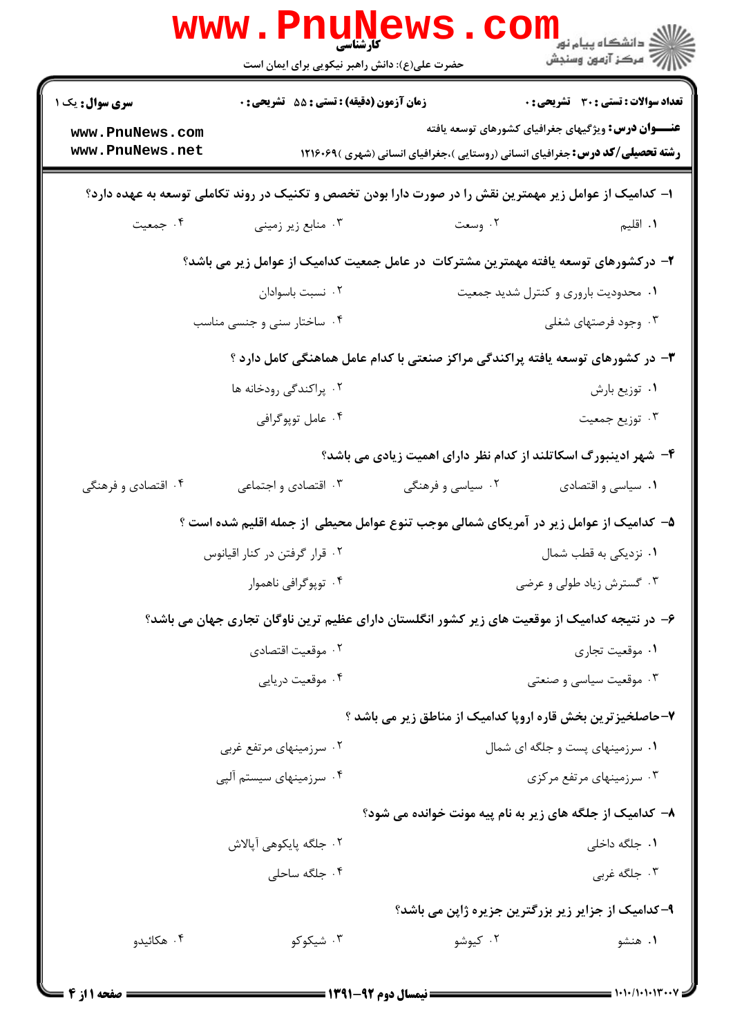کارشناسی

حضرت علی(ع): دانش راهبر نیکویی برای ایمان است

**سری سوال:** یک ۱

**زمان آزمون (دقیقه) : تستی : ۵۵ تشریحی : ۰**

**تعداد سوالات : تستی : ۳۰ تشریحی : ۰**

**عنـــوان درس:** ویژگیهای جغرافیای کشورهای توسعه یافته

**رشته تحصیلی/کد درس:** جغرافیای انسانی (روستایی )،جغرافیای انسانی (شهری )۱۲۱۶۰۶۹

**۱- کدامیک از عوامل زیر مهمترین نقش را در صورت دارا بودن تخصص و تکنیک در روند تکاملی توسعه به عهده دارد؟**

۱. اقلیم
۲. وسعت
۳. منابع زیر زمینی
۴. جمعیت

**۲- درکشورهای توسعه یافته مهمترین مشترکات در عامل جمعیت کدامیک از عوامل زیر می باشد؟**

۱. محدودیت باروری و کنترل شدید جمعیت
۲. نسبت باسوادان
۳. وجود فرصتهای شغلی
۴. ساختار سنی و جنسی مناسب

**۳- در کشورهای توسعه یافته پراکندگی مراکز صنعتی با کدام عامل هماهنگی کامل دارد ؟**

۱. توزیع بارش
۲. پراکندگی رودخانه ها
۳. توزیع جمعیت
۴. عامل توپوگرافی

**۴- شهر ادینبورگ اسکاتلند از کدام نظر دارای اهمیت زیادی می باشد؟**

۱. سیاسی و اقتصادی
۲. سیاسی و فرهنگی
۳. اقتصادی و اجتماعی
۴. اقتصادی و فرهنگی

**۵- کدامیک از عوامل زیر در آمریکای شمالی موجب تنوع عوامل محیطی از جمله اقلیم شده است ؟**

۱. نزدیکی به قطب شمال
۲. قرار گرفتن در کنار اقیانوس
۳. گسترش زیاد طولی و عرضی
۴. توپوگرافی ناهموار

**۶- در نتیجه کدامیک از موقعیت های زیر کشور انگلستان دارای عظیم ترین ناوگان تجاری جهان می باشد؟**

۱. موقعیت تجاری
۲. موقعیت اقتصادی
۳. موقعیت سیاسی و صنعتی
۴. موقعیت دریایی

**۷-حاصلخیزترین بخش قاره اروپا کدامیک از مناطق زیر می باشد ؟**

۱. سرزمینهای پست و جلگه ای شمال
۲. سرزمینهای مرتفع غربی
۳. سرزمینهای مرتفع مرکزی
۴. سرزمینهای سیستم آلپی

**۸- کدامیک از جلگه های زیر به نام پیه مونت خوانده می شود؟**

۱. جلگه داخلی
۲. جلگه پایکوهی آپالاش
۳. جلگه غربی
۴. جلگه ساحلی

**۹-کدامیک از جزایر زیر بزرگترین جزیره ژاپن می باشد؟**

۱. هنشو
۲. کیوشو
۳. شیکوکو
۴. هکائیدو

نیمسال دوم ۹۲-۱۳۹۱

۱۰۱۰/۱۰۱۰۱۳۰۰۷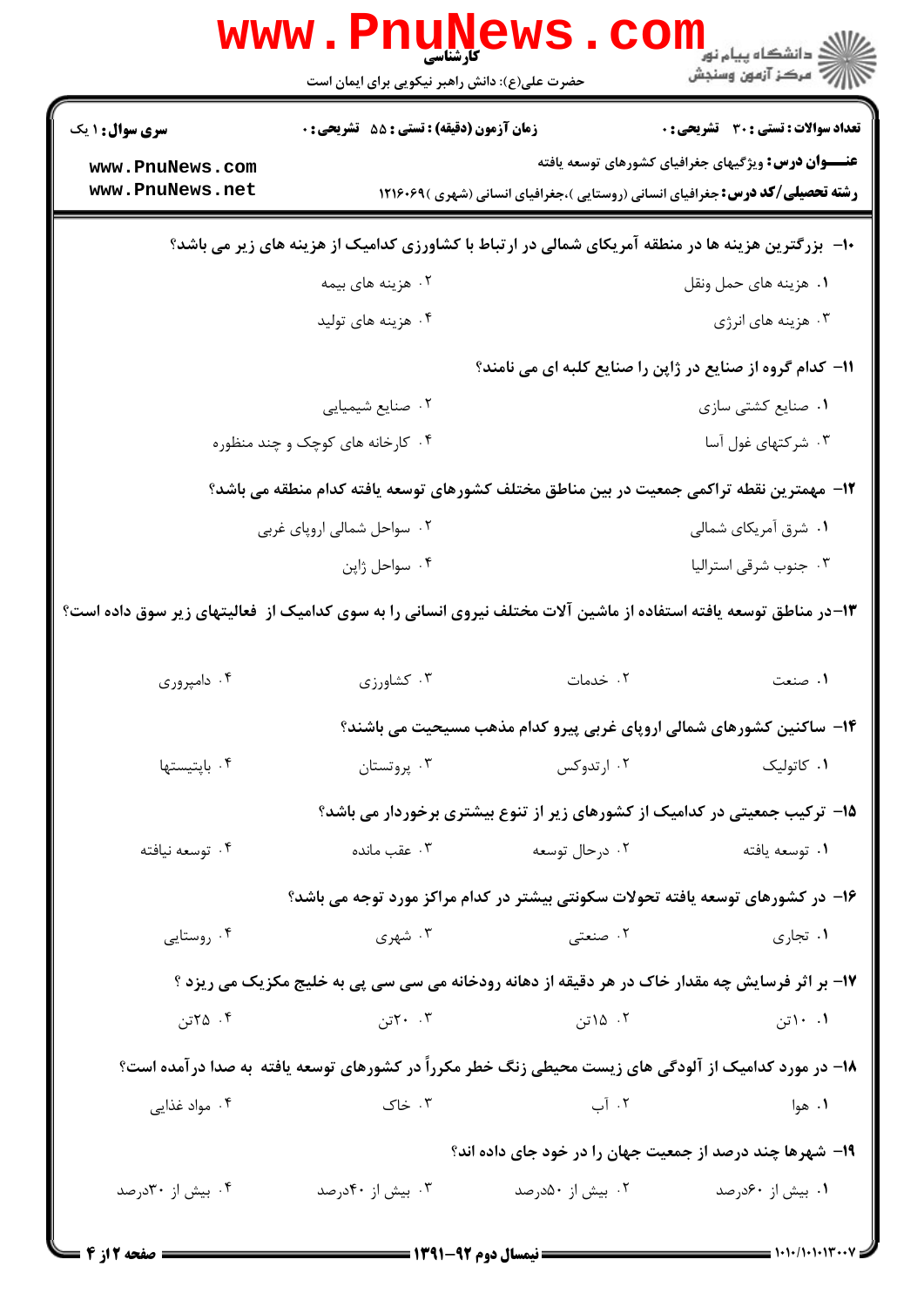**سری سوال: ۱ یک** | **زمان آزمون (دقیقه) : تستی : ۵۵ تشریحی : ۰** | **تعداد سوالات : تستی : ۳۰ تشریحی : ۰**

**عنـــوان درس:** ویژگیهای جغرافیای کشورهای توسعه یافته

**رشته تحصیلی/کد درس:** جغرافیای انسانی (روستایی )،جغرافیای انسانی (شهری )۱۲۱۶۰۶۹

۱۰- بزرگترین هزینه ها در منطقه آمریکای شمالی در ارتباط با کشاورزی کدامیک از هزینه های زیر می باشد؟

۱. هزینه های حمل ونقل
۲. هزینه های بیمه
۳. هزینه های انرژی
۴. هزینه های تولید

۱۱- کدام گروه از صنایع در ژاپن را صنایع کلبه ای می نامند؟

۱. صنایع کشتی سازی
۲. صنایع شیمیایی
۳. شرکتهای غول آسا
۴. کارخانه های کوچک و چند منظوره

۱۲- مهمترین نقطه تراکمی جمعیت در بین مناطق مختلف کشورهای توسعه یافته کدام منطقه می باشد؟

۱. شرق آمریکای شمالی
۲. سواحل شمالی اروپای غربی
۳. جنوب شرقی استرالیا
۴. سواحل ژاپن

۱۳-در مناطق توسعه یافته استفاده از ماشین آلات مختلف نیروی انسانی را به سوی کدامیک از فعالیتهای زیر سوق داده است؟

۱. صنعت
۲. خدمات
۳. کشاورزی
۴. دامپروری

۱۴- ساکنین کشورهای شمالی اروپای غربی پیرو کدام مذهب مسیحیت می باشند؟

۱. کاتولیک
۲. ارتدوکس
۳. پروتستان
۴. باپتیستها

۱۵- ترکیب جمعیتی در کدامیک از کشورهای زیر از تنوع بیشتری برخوردار می باشد؟

۱. توسعه یافته
۲. درحال توسعه
۳. عقب مانده
۴. توسعه نیافته

۱۶- در کشورهای توسعه یافته تحولات سکونتی بیشتر در کدام مراکز مورد توجه می باشد؟

۱. تجاری
۲. صنعتی
۳. شهری
۴. روستایی

۱۷- بر اثر فرسایش چه مقدار خاک در هر دقیقه از دهانه رودخانه می سی سی پی به خلیج مکزیک می ریزد ؟

۱. ۱۰تن
۲. ۱۵تن
۳. ۲۰تن
۴. ۲۵تن

۱۸- در مورد کدامیک از آلودگی های زیست محیطی زنگ خطر مکرراً در کشورهای توسعه یافته به صدا درآمده است؟

۱. هوا
۲. آب
۳. خاک
۴. مواد غذایی

۱۹- شهرها چند درصد از جمعیت جهان را در خود جای داده اند؟

۱. بیش از ۶۰درصد
۲. بیش از ۵۰درصد
۳. بیش از ۴۰درصد
۴. بیش از ۳۰درصد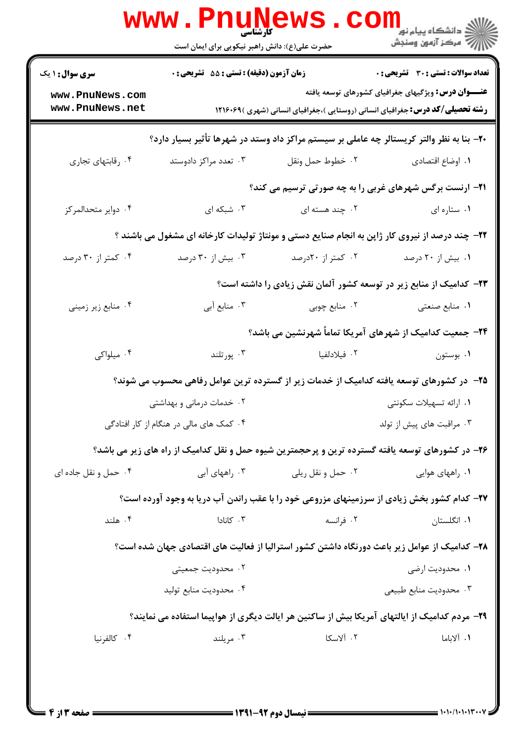**سری سوال:** ۱ یک

**زمان آزمون (دقیقه) : تستی :** ۵۵ **تشریحی :** ۰

**تعداد سوالات : تستی :** ۳۰ **تشریحی :** ۰

**عنـــوان درس:** ویژگیهای جغرافیای کشورهای توسعه یافته

**رشته تحصیلی/کد درس:** جغرافیای انسانی (روستایی )،جغرافیای انسانی (شهری )۱۲۱۶۰۶۹

۲۰- بنا به نظر والتر کریستالر چه عاملی بر سیستم مراکز داد وستد در شهرها تأثیر بسیار دارد؟

۱. اوضاع اقتصادی ۲. خطوط حمل ونقل ۳. تعدد مراکز دادوستد ۴. رقابتهای تجاری

۲۱- ارنست برگس شهرهای غربی را به چه صورتی ترسیم می کند؟

۱. ستاره ای ۲. چند هسته ای ۳. شبکه ای ۴. دوایر متحدالمرکز

۲۲- چند درصد از نیروی کار ژاپن به انجام صنایع دستی و مونتاژ تولیدات کارخانه ای مشغول می باشند ؟

۱. بیش از ۲۰ درصد ۲. کمتر از ۲۰درصد ۳. بیش از ۳۰ درصد ۴. کمتر از ۳۰ درصد

۲۳- کدامیک از منابع زیر در توسعه کشور آلمان نقش زیادی را داشته است؟

۱. منابع صنعتی ۲. منابع چوبی ۳. منابع آبی ۴. منابع زیر زمینی

۲۴- جمعیت کدامیک از شهرهای آمریکا تماماً شهرنشین می باشد؟

۱. بوستون ۲. فیلادلفیا ۳. پورتلند ۴. میلواکی

۲۵- در کشورهای توسعه یافته کدامیک از خدمات زیر از گسترده ترین عوامل رفاهی محسوب می شوند؟

۱. ارائه تسهیلات سکونتی ۲. خدمات درمانی و بهداشتی

۳. مراقبت های پیش از تولد ۴. کمک های مالی در هنگام از کار افتادگی

۲۶- در کشورهای توسعه یافته گسترده ترین و پرحجمترین شیوه حمل و نقل کدامیک از راه های زیر می باشد؟

۱. راههای هوایی ۲. حمل و نقل ریلی ۳. راههای آبی ۴. حمل و نقل جاده ای

۲۷- کدام کشور بخش زیادی از سرزمینهای مزروعی خود را با عقب راندن آب دریا به وجود آورده است؟

۱. انگلستان ۲. فرانسه ۳. کانادا ۴. هلند

۲۸- کدامیک از عوامل زیر باعث دورنگاه داشتن کشور استرالیا از فعالیت های اقتصادی جهان شده است؟

۱. محدودیت ارضی ۲. محدودیت جمعیتی

۳. محدودیت منابع طبیعی ۴. محدودیت منابع تولید

۲۹- مردم کدامیک از ایالتهای آمریکا بیش از ساکنین هر ایالت دیگری از هواپیما استفاده می نمایند؟

۱. آلاباما ۲. آلاسکا ۳. مریلند ۴. کالفرنیا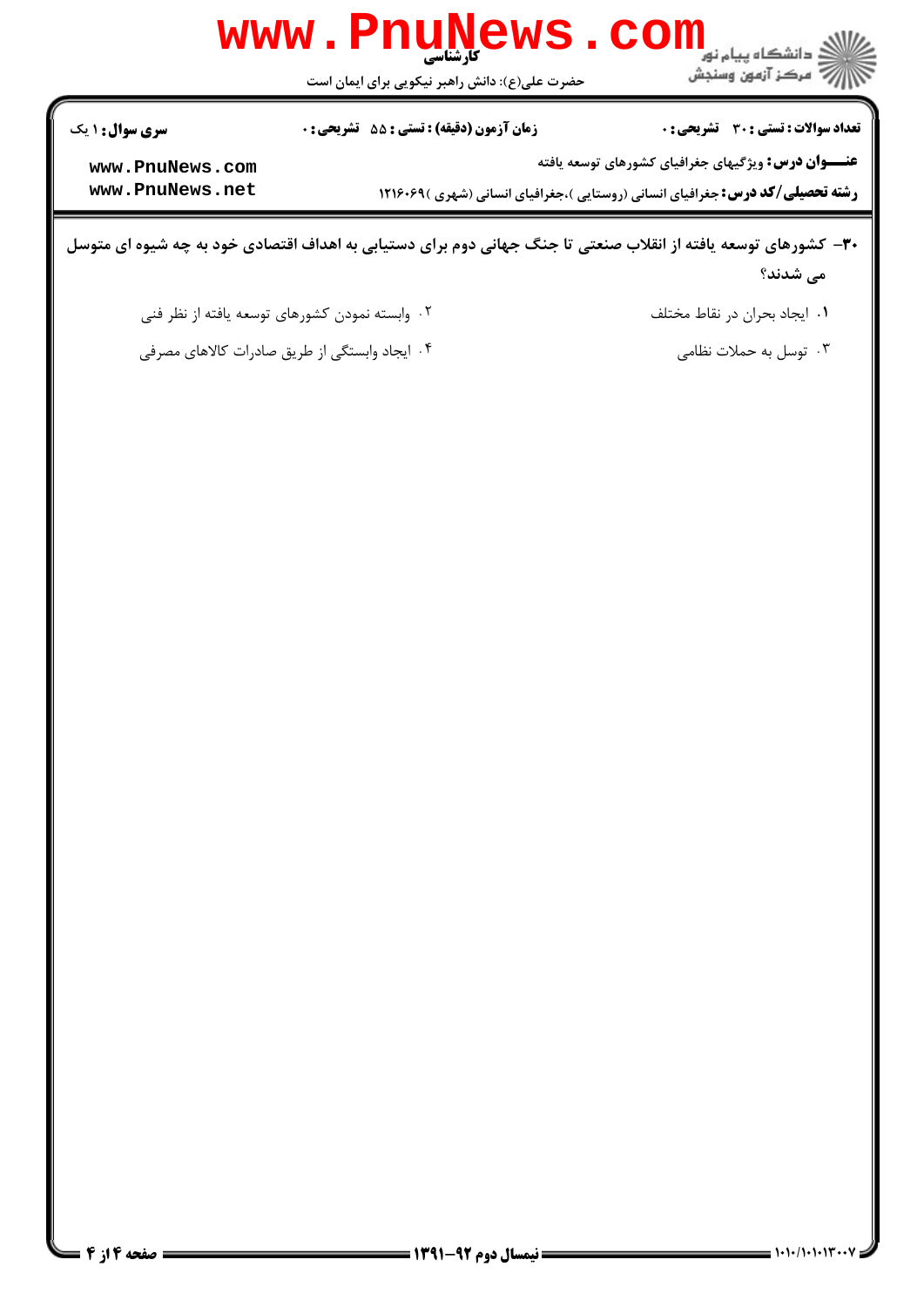۳۰- کشورهای توسعه یافته از انقلاب صنعتی تا جنگ جهانی دوم برای دستیابی به اهداف اقتصادی خود به چه شیوه ای متوسل می شدند؟

۱. ایجاد بحران در نقاط مختلف

۲. وابسته نمودن کشورهای توسعه یافته از نظر فنی

۳. توسل به حملات نظامی

۴. ایجاد وابستگی از طریق صادرات کالاهای مصرفی